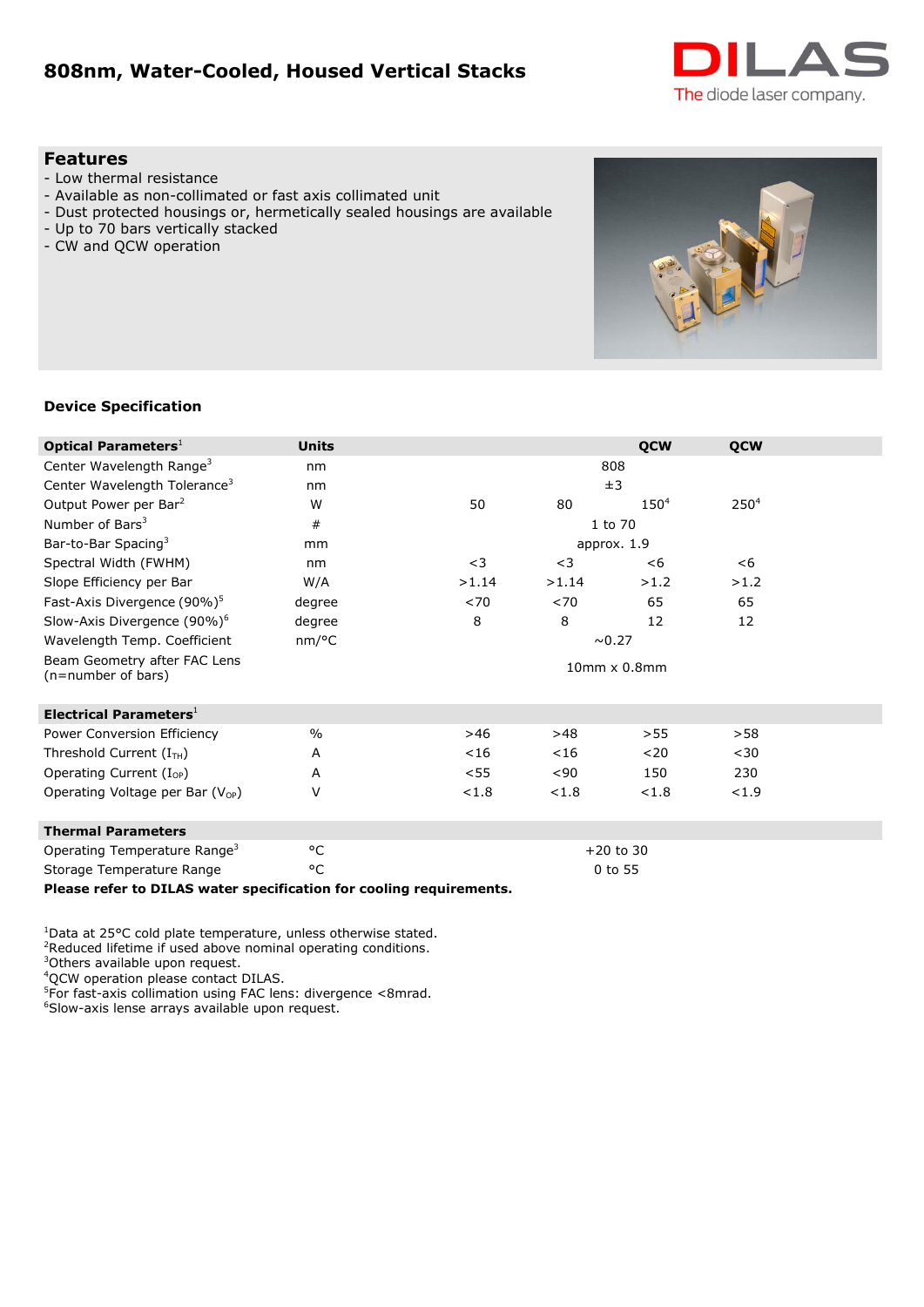# 808nm, Water-Cooled, Housed Vertical Stacks

DILAS
The diode laser company.

## Features

- Low thermal resistance
- Available as non-collimated or fast axis collimated unit
- Dust protected housings or, hermetically sealed housings are available
- Up to 70 bars vertically stacked
- CW and QCW operation

## Device Specification

| Optical Parameters[1] | Units | | | QCW | QCW |
|---|---|---|---|---|---|
| Center Wavelength Range[3] | nm | 808 | | | |
| Center Wavelength Tolerance[3] | nm | ±3 | | | |
| Output Power per Bar[2] | W | 50 | 80 | 150[4] | 250[4] |
| Number of Bars[3] | # | 1 to 70 | | | |
| Bar-to-Bar Spacing[3] | mm | approx. 1.9 | | | |
| Spectral Width (FWHM) | nm | <3 | <3 | <6 | <6 |
| Slope Efficiency per Bar | W/A | >1.14 | >1.14 | >1.2 | >1.2 |
| Fast-Axis Divergence (90%)[5] | degree | <70 | <70 | 65 | 65 |
| Slow-Axis Divergence (90%)[6] | degree | 8 | 8 | 12 | 12 |
| Wavelength Temp. Coefficient | nm/°C | ~0.27 | | | |
| Beam Geometry after FAC Lens (n=number of bars) | | 10mm x 0.8mm | | | |
| **Electrical Parameters**[1] | | | | | |
| Power Conversion Efficiency | % | >46 | >48 | >55 | >58 |
| Threshold Current ($I_{TH}$) | A | <16 | <16 | <20 | <30 |
| Operating Current ($I_{OP}$) | A | <55 | <90 | 150 | 230 |
| Operating Voltage per Bar ($V_{OP}$) | V | <1.8 | <1.8 | <1.8 | <1.9 |
| **Thermal Parameters** | | | | | |
| Operating Temperature Range[3] | °C | +20 to 30 | | | |
| Storage Temperature Range | °C | 0 to 55 | | | |

**Please refer to DILAS water specification for cooling requirements.**

[1]Data at 25°C cold plate temperature, unless otherwise stated.
[2]Reduced lifetime if used above nominal operating conditions.
[3]Others available upon request.
[4]QCW operation please contact DILAS.
[5]For fast-axis collimation using FAC lens: divergence <8mrad.
[6]Slow-axis lense arrays available upon request.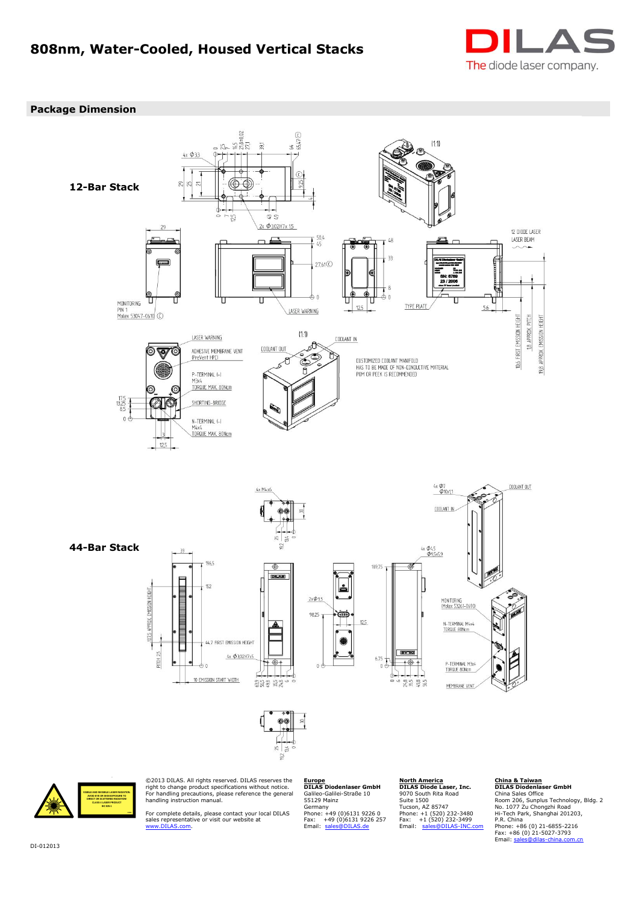## 808nm, Water-Cooled, Housed Vertical Stacks

DILAS
The diode laser company.

### Package Dimension

**12-Bar Stack**

4x Φ3.3
0
2.5
16.5
21.8±0.02
27.1
39.1
64
65.47 Ⓒ
29
25
21
9.25
4
0
7
12.5
43
49
2x Φ3.02H7x 1.5
(1:1)
29
50.4
45
27.61 Ⓒ
0
48
33
8
0
12.5
5.6
MONITORING
PIN 1
Molex 53047-0610 Ⓒ
LASER WARNING
TYPE PLATE
12 DIODE LASER
LASER BEAM
10.6 FIRST EMISSION HEIGHT
1.8 APPROX. PITCH
19.8 APPROX. EMISSION HEIGHT
LASER WARNING
ADHESIVE MEMBRANE VENT
(PreVent HPC)
P-TERMINAL (+)
M3x4
TORQUE MAX. 80Ncm
SHORTING-BRIDGE
N-TERMINAL (-)
M4x4
TORQUE MAX. 80Ncm
17.5
13.25
8.5
0
3
12.5
(1:1)
COOLANT OUT
COOLANT IN
CUSTOMIZED COOLANT MANIFOLD
HAS TO BE MADE OF NON-CONDUCTIVE MATERIAL
POM OR PEEK IS RECOMMENDED

**44-Bar Stack**

4x M4x6
30
25
13.4
19.2
0
4x Φ7
Φ10x1.1
COOLANT OUT
COOLANT IN
39
196.5
152
107.5 APPROX. EMISSION HEIGHT
44.7 FIRST EMISSION HEIGHT
PITCH 2.5
0
10 EMISSION START WIDTH
4x Φ3.02H7x5
63.9
56.8
49.8
35.5
24.8
0
2x Φ9.5
98.25
12.5
0
4x Φ4.5
Φ9.5x5.9
189.75
6.75
0
0
2.6
24.8
35.5
49.8
56.5
MONITORING
(Molex 53261-0690)
N-TERMINAL M4x4
TORQUE 80Ncm
P-TERMINAL M3x4
TORQUE 80Ncm
MEMBRANE VENT
30
25
13.4
19.2
0

VISIBLE AND INVISIBLE LASER RADIATION
AVOID EYE OR SKIN EXPOSURE TO DIRECT OR SCATTERED RADIATION
CLASS 4 LASER PRODUCT
IEC 825-1

©2013 DILAS. All rights reserved. DILAS reserves the right to change product specifications without notice. For handling precautions, please reference the general handling instruction manual.

For complete details, please contact your local DILAS sales representative or visit our website at www.DILAS.com.

**Europe**
**DILAS Diodenlaser GmbH**
Galileo-Galilei-Straße 10
55129 Mainz
Germany
Phone: +49 (0)6131 9226 0
Fax: +49 (0)6131 9226 257
Email: sales@DILAS.de

**North America**
**DILAS Diode Laser, Inc.**
9070 South Rita Road
Suite 1500
Tucson, AZ 85747
Phone: +1 (520) 232-3480
Fax: +1 (520) 232-3499
Email: sales@DILAS-INC.com

**China & Taiwan**
**DILAS Diodenlaser GmbH**
China Sales Office
Room 206, Sunplus Technology, Bldg. 2
No. 1077 Zu Chongzhi Road
Hi-Tech Park, Shanghai 201203,
P.R. China
Phone: +86 (0) 21-6855-2216
Fax: +86 (0) 21-5027-3793
Email: sales@dilas-china.com.cn

DI-012013